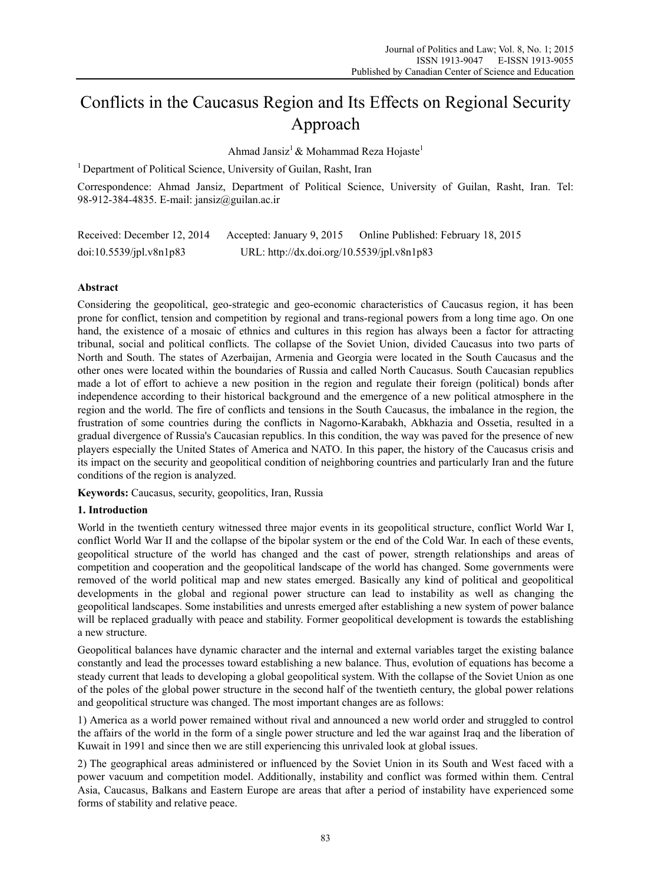# Conflicts in the Caucasus Region and Its Effects on Regional Security Approach

Ahmad Jansiz[1] & Mohammad Reza Hojaste[1]

[1] Department of Political Science, University of Guilan, Rasht, Iran

Correspondence: Ahmad Jansiz, Department of Political Science, University of Guilan, Rasht, Iran. Tel: 98-912-384-4835. E-mail: jansiz@guilan.ac.ir

Received: December 12, 2014  Accepted: January 9, 2015  Online Published: February 18, 2015

doi:10.5539/jpl.v8n1p83  URL: http://dx.doi.org/10.5539/jpl.v8n1p83

## Abstract

Considering the geopolitical, geo-strategic and geo-economic characteristics of Caucasus region, it has been prone for conflict, tension and competition by regional and trans-regional powers from a long time ago. On one hand, the existence of a mosaic of ethnics and cultures in this region has always been a factor for attracting tribunal, social and political conflicts. The collapse of the Soviet Union, divided Caucasus into two parts of North and South. The states of Azerbaijan, Armenia and Georgia were located in the South Caucasus and the other ones were located within the boundaries of Russia and called North Caucasus. South Caucasian republics made a lot of effort to achieve a new position in the region and regulate their foreign (political) bonds after independence according to their historical background and the emergence of a new political atmosphere in the region and the world. The fire of conflicts and tensions in the South Caucasus, the imbalance in the region, the frustration of some countries during the conflicts in Nagorno-Karabakh, Abkhazia and Ossetia, resulted in a gradual divergence of Russia's Caucasian republics. In this condition, the way was paved for the presence of new players especially the United States of America and NATO. In this paper, the history of the Caucasus crisis and its impact on the security and geopolitical condition of neighboring countries and particularly Iran and the future conditions of the region is analyzed.

**Keywords:** Caucasus, security, geopolitics, Iran, Russia

## 1. Introduction

World in the twentieth century witnessed three major events in its geopolitical structure, conflict World War I, conflict World War II and the collapse of the bipolar system or the end of the Cold War. In each of these events, geopolitical structure of the world has changed and the cast of power, strength relationships and areas of competition and cooperation and the geopolitical landscape of the world has changed. Some governments were removed of the world political map and new states emerged. Basically any kind of political and geopolitical developments in the global and regional power structure can lead to instability as well as changing the geopolitical landscapes. Some instabilities and unrests emerged after establishing a new system of power balance will be replaced gradually with peace and stability. Former geopolitical development is towards the establishing a new structure.

Geopolitical balances have dynamic character and the internal and external variables target the existing balance constantly and lead the processes toward establishing a new balance. Thus, evolution of equations has become a steady current that leads to developing a global geopolitical system. With the collapse of the Soviet Union as one of the poles of the global power structure in the second half of the twentieth century, the global power relations and geopolitical structure was changed. The most important changes are as follows:

1) America as a world power remained without rival and announced a new world order and struggled to control the affairs of the world in the form of a single power structure and led the war against Iraq and the liberation of Kuwait in 1991 and since then we are still experiencing this unrivaled look at global issues.

2) The geographical areas administered or influenced by the Soviet Union in its South and West faced with a power vacuum and competition model. Additionally, instability and conflict was formed within them. Central Asia, Caucasus, Balkans and Eastern Europe are areas that after a period of instability have experienced some forms of stability and relative peace.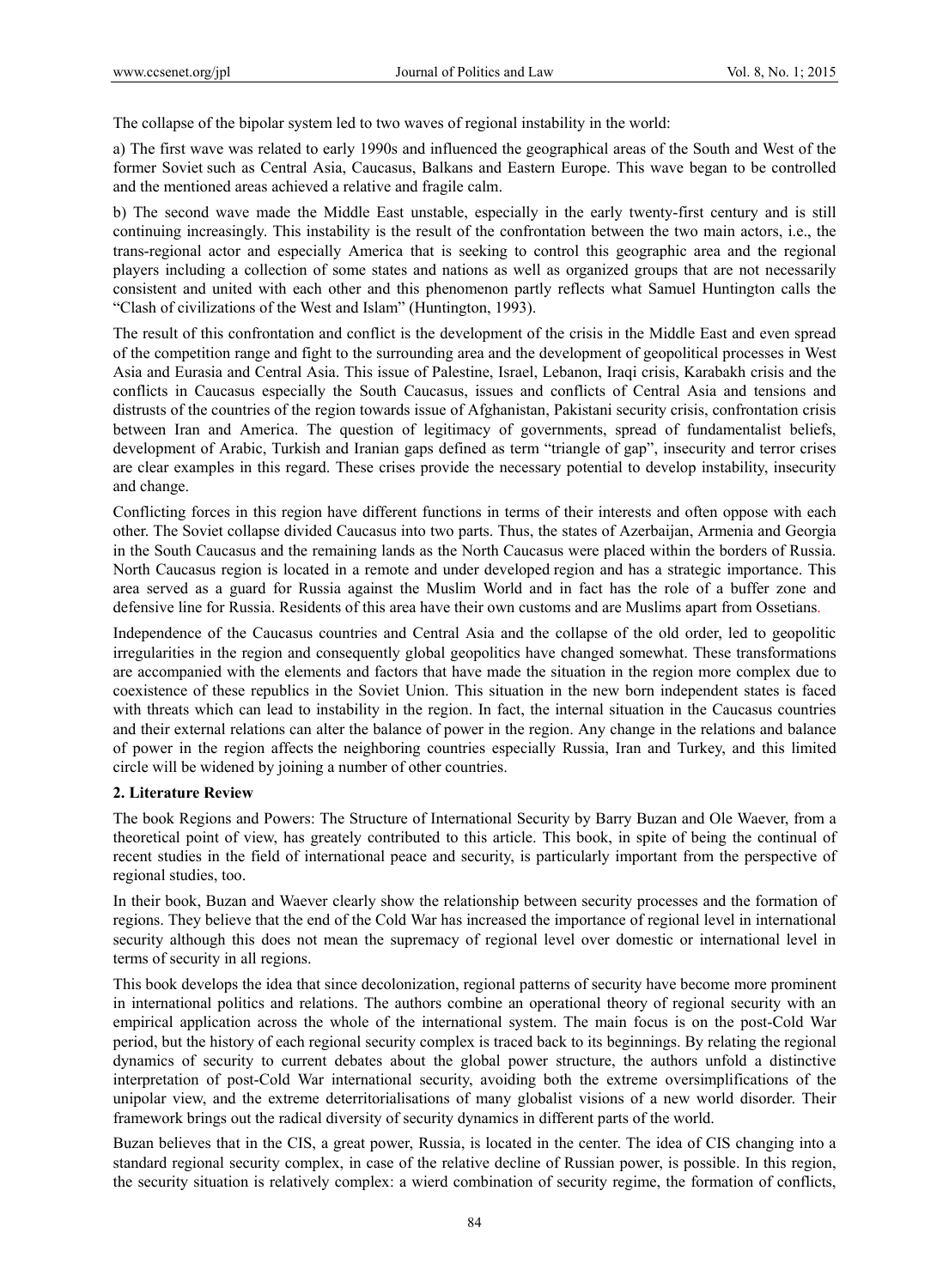The collapse of the bipolar system led to two waves of regional instability in the world:

a) The first wave was related to early 1990s and influenced the geographical areas of the South and West of the former Soviet such as Central Asia, Caucasus, Balkans and Eastern Europe. This wave began to be controlled and the mentioned areas achieved a relative and fragile calm.

b) The second wave made the Middle East unstable, especially in the early twenty-first century and is still continuing increasingly. This instability is the result of the confrontation between the two main actors, i.e., the trans-regional actor and especially America that is seeking to control this geographic area and the regional players including a collection of some states and nations as well as organized groups that are not necessarily consistent and united with each other and this phenomenon partly reflects what Samuel Huntington calls the "Clash of civilizations of the West and Islam" (Huntington, 1993).

The result of this confrontation and conflict is the development of the crisis in the Middle East and even spread of the competition range and fight to the surrounding area and the development of geopolitical processes in West Asia and Eurasia and Central Asia. This issue of Palestine, Israel, Lebanon, Iraqi crisis, Karabakh crisis and the conflicts in Caucasus especially the South Caucasus, issues and conflicts of Central Asia and tensions and distrusts of the countries of the region towards issue of Afghanistan, Pakistani security crisis, confrontation crisis between Iran and America. The question of legitimacy of governments, spread of fundamentalist beliefs, development of Arabic, Turkish and Iranian gaps defined as term "triangle of gap", insecurity and terror crises are clear examples in this regard. These crises provide the necessary potential to develop instability, insecurity and change.

Conflicting forces in this region have different functions in terms of their interests and often oppose with each other. The Soviet collapse divided Caucasus into two parts. Thus, the states of Azerbaijan, Armenia and Georgia in the South Caucasus and the remaining lands as the North Caucasus were placed within the borders of Russia. North Caucasus region is located in a remote and under developed region and has a strategic importance. This area served as a guard for Russia against the Muslim World and in fact has the role of a buffer zone and defensive line for Russia. Residents of this area have their own customs and are Muslims apart from Ossetians.

Independence of the Caucasus countries and Central Asia and the collapse of the old order, led to geopolitic irregularities in the region and consequently global geopolitics have changed somewhat. These transformations are accompanied with the elements and factors that have made the situation in the region more complex due to coexistence of these republics in the Soviet Union. This situation in the new born independent states is faced with threats which can lead to instability in the region. In fact, the internal situation in the Caucasus countries and their external relations can alter the balance of power in the region. Any change in the relations and balance of power in the region affects the neighboring countries especially Russia, Iran and Turkey, and this limited circle will be widened by joining a number of other countries.

## 2. Literature Review

The book Regions and Powers: The Structure of International Security by Barry Buzan and Ole Waever, from a theoretical point of view, has greately contributed to this article. This book, in spite of being the continual of recent studies in the field of international peace and security, is particularly important from the perspective of regional studies, too.

In their book, Buzan and Waever clearly show the relationship between security processes and the formation of regions. They believe that the end of the Cold War has increased the importance of regional level in international security although this does not mean the supremacy of regional level over domestic or international level in terms of security in all regions.

This book develops the idea that since decolonization, regional patterns of security have become more prominent in international politics and relations. The authors combine an operational theory of regional security with an empirical application across the whole of the international system. The main focus is on the post-Cold War period, but the history of each regional security complex is traced back to its beginnings. By relating the regional dynamics of security to current debates about the global power structure, the authors unfold a distinctive interpretation of post-Cold War international security, avoiding both the extreme oversimplifications of the unipolar view, and the extreme deterritorialisations of many globalist visions of a new world disorder. Their framework brings out the radical diversity of security dynamics in different parts of the world.

Buzan believes that in the CIS, a great power, Russia, is located in the center. The idea of CIS changing into a standard regional security complex, in case of the relative decline of Russian power, is possible. In this region, the security situation is relatively complex: a wierd combination of security regime, the formation of conflicts,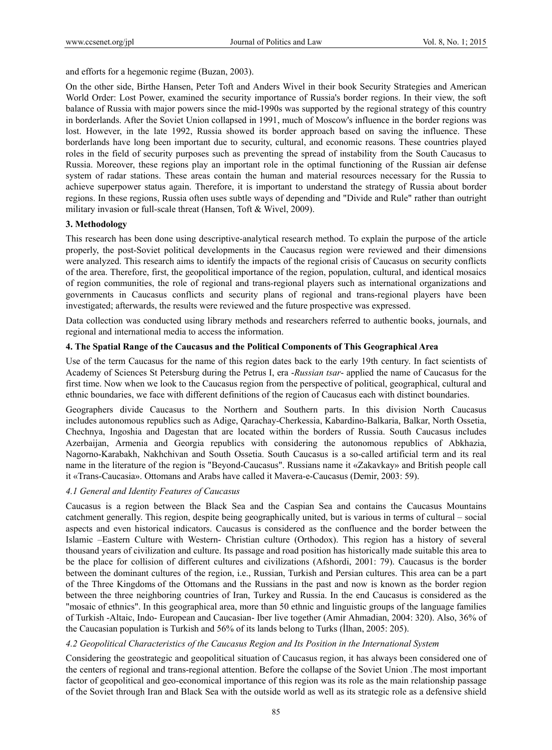and efforts for a hegemonic regime (Buzan, 2003).

On the other side, Birthe Hansen, Peter Toft and Anders Wivel in their book Security Strategies and American World Order: Lost Power, examined the security importance of Russia's border regions. In their view, the soft balance of Russia with major powers since the mid-1990s was supported by the regional strategy of this country in borderlands. After the Soviet Union collapsed in 1991, much of Moscow's influence in the border regions was lost. However, in the late 1992, Russia showed its border approach based on saving the influence. These borderlands have long been important due to security, cultural, and economic reasons. These countries played roles in the field of security purposes such as preventing the spread of instability from the South Caucasus to Russia. Moreover, these regions play an important role in the optimal functioning of the Russian air defense system of radar stations. These areas contain the human and material resources necessary for the Russia to achieve superpower status again. Therefore, it is important to understand the strategy of Russia about border regions. In these regions, Russia often uses subtle ways of depending and "Divide and Rule" rather than outright military invasion or full-scale threat (Hansen, Toft & Wivel, 2009).

## 3. Methodology

This research has been done using descriptive-analytical research method. To explain the purpose of the article properly, the post-Soviet political developments in the Caucasus region were reviewed and their dimensions were analyzed. This research aims to identify the impacts of the regional crisis of Caucasus on security conflicts of the area. Therefore, first, the geopolitical importance of the region, population, cultural, and identical mosaics of region communities, the role of regional and trans-regional players such as international organizations and governments in Caucasus conflicts and security plans of regional and trans-regional players have been investigated; afterwards, the results were reviewed and the future prospective was expressed.

Data collection was conducted using library methods and researchers referred to authentic books, journals, and regional and international media to access the information.

## 4. The Spatial Range of the Caucasus and the Political Components of This Geographical Area

Use of the term Caucasus for the name of this region dates back to the early 19th century. In fact scientists of Academy of Sciences St Petersburg during the Petrus I, era -*Russian tsar*- applied the name of Caucasus for the first time. Now when we look to the Caucasus region from the perspective of political, geographical, cultural and ethnic boundaries, we face with different definitions of the region of Caucasus each with distinct boundaries.

Geographers divide Caucasus to the Northern and Southern parts. In this division North Caucasus includes autonomous republics such as Adige, Qarachay-Cherkessia, Kabardino-Balkaria, Balkar, North Ossetia, Chechnya, Ingoshia and Dagestan that are located within the borders of Russia. South Caucasus includes Azerbaijan, Armenia and Georgia republics with considering the autonomous republics of Abkhazia, Nagorno-Karabakh, Nakhchivan and South Ossetia. South Caucasus is a so-called artificial term and its real name in the literature of the region is "Beyond-Caucasus". Russians name it «Zakavkay» and British people call it «Trans-Caucasia». Ottomans and Arabs have called it Mavera-e-Caucasus (Demir, 2003: 59).

### 4.1 General and Identity Features of Caucasus

Caucasus is a region between the Black Sea and the Caspian Sea and contains the Caucasus Mountains catchment generally. This region, despite being geographically united, but is various in terms of cultural – social aspects and even historical indicators. Caucasus is considered as the confluence and the border between the Islamic –Eastern Culture with Western- Christian culture (Orthodox). This region has a history of several thousand years of civilization and culture. Its passage and road position has historically made suitable this area to be the place for collision of different cultures and civilizations (Afshordi, 2001: 79). Caucasus is the border between the dominant cultures of the region, i.e., Russian, Turkish and Persian cultures. This area can be a part of the Three Kingdoms of the Ottomans and the Russians in the past and now is known as the border region between the three neighboring countries of Iran, Turkey and Russia. In the end Caucasus is considered as the "mosaic of ethnics". In this geographical area, more than 50 ethnic and linguistic groups of the language families of Turkish -Altaic, Indo- European and Caucasian- Iber live together (Amir Ahmadian, 2004: 320). Also, 36% of the Caucasian population is Turkish and 56% of its lands belong to Turks (İlhan, 2005: 205).

### 4.2 Geopolitical Characteristics of the Caucasus Region and Its Position in the International System

Considering the geostrategic and geopolitical situation of Caucasus region, it has always been considered one of the centers of regional and trans-regional attention. Before the collapse of the Soviet Union .The most important factor of geopolitical and geo-economical importance of this region was its role as the main relationship passage of the Soviet through Iran and Black Sea with the outside world as well as its strategic role as a defensive shield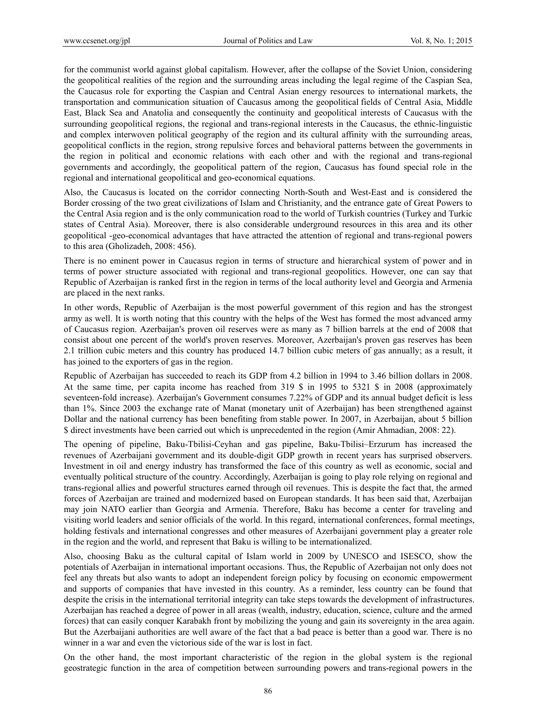for the communist world against global capitalism. However, after the collapse of the Soviet Union, considering the geopolitical realities of the region and the surrounding areas including the legal regime of the Caspian Sea, the Caucasus role for exporting the Caspian and Central Asian energy resources to international markets, the transportation and communication situation of Caucasus among the geopolitical fields of Central Asia, Middle East, Black Sea and Anatolia and consequently the continuity and geopolitical interests of Caucasus with the surrounding geopolitical regions, the regional and trans-regional interests in the Caucasus, the ethnic-linguistic and complex interwoven political geography of the region and its cultural affinity with the surrounding areas, geopolitical conflicts in the region, strong repulsive forces and behavioral patterns between the governments in the region in political and economic relations with each other and with the regional and trans-regional governments and accordingly, the geopolitical pattern of the region, Caucasus has found special role in the regional and international geopolitical and geo-economical equations.

Also, the Caucasus is located on the corridor connecting North-South and West-East and is considered the Border crossing of the two great civilizations of Islam and Christianity, and the entrance gate of Great Powers to the Central Asia region and is the only communication road to the world of Turkish countries (Turkey and Turkic states of Central Asia). Moreover, there is also considerable underground resources in this area and its other geopolitical -geo-economical advantages that have attracted the attention of regional and trans-regional powers to this area (Gholizadeh, 2008: 456).

There is no eminent power in Caucasus region in terms of structure and hierarchical system of power and in terms of power structure associated with regional and trans-regional geopolitics. However, one can say that Republic of Azerbaijan is ranked first in the region in terms of the local authority level and Georgia and Armenia are placed in the next ranks.

In other words, Republic of Azerbaijan is the most powerful government of this region and has the strongest army as well. It is worth noting that this country with the helps of the West has formed the most advanced army of Caucasus region. Azerbaijan's proven oil reserves were as many as 7 billion barrels at the end of 2008 that consist about one percent of the world's proven reserves. Moreover, Azerbaijan's proven gas reserves has been 2.1 trillion cubic meters and this country has produced 14.7 billion cubic meters of gas annually; as a result, it has joined to the exporters of gas in the region.

Republic of Azerbaijan has succeeded to reach its GDP from 4.2 billion in 1994 to 3.46 billion dollars in 2008. At the same time, per capita income has reached from 319 $ in 1995 to 5321 $ in 2008 (approximately seventeen-fold increase). Azerbaijan's Government consumes 7.22% of GDP and its annual budget deficit is less than 1%. Since 2003 the exchange rate of Manat (monetary unit of Azerbaijan) has been strengthened against Dollar and the national currency has been benefiting from stable power. In 2007, in Azerbaijan, about 5 billion $ direct investments have been carried out which is unprecedented in the region (Amir Ahmadian, 2008: 22).

The opening of pipeline, Baku-Tbilisi-Ceyhan and gas pipeline, Baku-Tbilisi–Erzurum has increased the revenues of Azerbaijani government and its double-digit GDP growth in recent years has surprised observers. Investment in oil and energy industry has transformed the face of this country as well as economic, social and eventually political structure of the country. Accordingly, Azerbaijan is going to play role relying on regional and trans-regional allies and powerful structures earned through oil revenues. This is despite the fact that, the armed forces of Azerbaijan are trained and modernized based on European standards. It has been said that, Azerbaijan may join NATO earlier than Georgia and Armenia. Therefore, Baku has become a center for traveling and visiting world leaders and senior officials of the world. In this regard, international conferences, formal meetings, holding festivals and international congresses and other measures of Azerbaijani government play a greater role in the region and the world, and represent that Baku is willing to be internationalized.

Also, choosing Baku as the cultural capital of Islam world in 2009 by UNESCO and ISESCO, show the potentials of Azerbaijan in international important occasions. Thus, the Republic of Azerbaijan not only does not feel any threats but also wants to adopt an independent foreign policy by focusing on economic empowerment and supports of companies that have invested in this country. As a reminder, less country can be found that despite the crisis in the international territorial integrity can take steps towards the development of infrastructures. Azerbaijan has reached a degree of power in all areas (wealth, industry, education, science, culture and the armed forces) that can easily conquer Karabakh front by mobilizing the young and gain its sovereignty in the area again. But the Azerbaijani authorities are well aware of the fact that a bad peace is better than a good war. There is no winner in a war and even the victorious side of the war is lost in fact.

On the other hand, the most important characteristic of the region in the global system is the regional geostrategic function in the area of competition between surrounding powers and trans-regional powers in the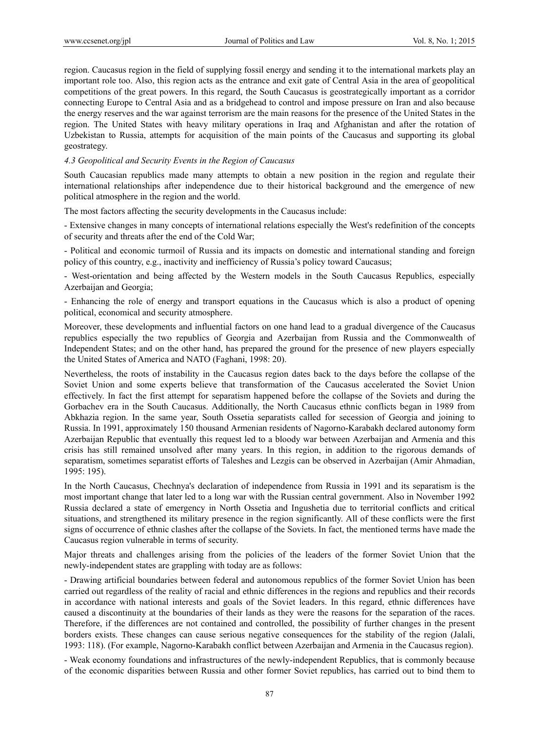region. Caucasus region in the field of supplying fossil energy and sending it to the international markets play an important role too. Also, this region acts as the entrance and exit gate of Central Asia in the area of geopolitical competitions of the great powers. In this regard, the South Caucasus is geostrategically important as a corridor connecting Europe to Central Asia and as a bridgehead to control and impose pressure on Iran and also because the energy reserves and the war against terrorism are the main reasons for the presence of the United States in the region. The United States with heavy military operations in Iraq and Afghanistan and after the rotation of Uzbekistan to Russia, attempts for acquisition of the main points of the Caucasus and supporting its global geostrategy.

### *4.3 Geopolitical and Security Events in the Region of Caucasus*

South Caucasian republics made many attempts to obtain a new position in the region and regulate their international relationships after independence due to their historical background and the emergence of new political atmosphere in the region and the world.

The most factors affecting the security developments in the Caucasus include:

- Extensive changes in many concepts of international relations especially the West's redefinition of the concepts of security and threats after the end of the Cold War;

- Political and economic turmoil of Russia and its impacts on domestic and international standing and foreign policy of this country, e.g., inactivity and inefficiency of Russia's policy toward Caucasus;

- West-orientation and being affected by the Western models in the South Caucasus Republics, especially Azerbaijan and Georgia;

- Enhancing the role of energy and transport equations in the Caucasus which is also a product of opening political, economical and security atmosphere.

Moreover, these developments and influential factors on one hand lead to a gradual divergence of the Caucasus republics especially the two republics of Georgia and Azerbaijan from Russia and the Commonwealth of Independent States; and on the other hand, has prepared the ground for the presence of new players especially the United States of America and NATO (Faghani, 1998: 20).

Nevertheless, the roots of instability in the Caucasus region dates back to the days before the collapse of the Soviet Union and some experts believe that transformation of the Caucasus accelerated the Soviet Union effectively. In fact the first attempt for separatism happened before the collapse of the Soviets and during the Gorbachev era in the South Caucasus. Additionally, the North Caucasus ethnic conflicts began in 1989 from Abkhazia region. In the same year, South Ossetia separatists called for secession of Georgia and joining to Russia. In 1991, approximately 150 thousand Armenian residents of Nagorno-Karabakh declared autonomy form Azerbaijan Republic that eventually this request led to a bloody war between Azerbaijan and Armenia and this crisis has still remained unsolved after many years. In this region, in addition to the rigorous demands of separatism, sometimes separatist efforts of Taleshes and Lezgis can be observed in Azerbaijan (Amir Ahmadian, 1995: 195).

In the North Caucasus, Chechnya's declaration of independence from Russia in 1991 and its separatism is the most important change that later led to a long war with the Russian central government. Also in November 1992 Russia declared a state of emergency in North Ossetia and Ingushetia due to territorial conflicts and critical situations, and strengthened its military presence in the region significantly. All of these conflicts were the first signs of occurrence of ethnic clashes after the collapse of the Soviets. In fact, the mentioned terms have made the Caucasus region vulnerable in terms of security.

Major threats and challenges arising from the policies of the leaders of the former Soviet Union that the newly-independent states are grappling with today are as follows:

- Drawing artificial boundaries between federal and autonomous republics of the former Soviet Union has been carried out regardless of the reality of racial and ethnic differences in the regions and republics and their records in accordance with national interests and goals of the Soviet leaders. In this regard, ethnic differences have caused a discontinuity at the boundaries of their lands as they were the reasons for the separation of the races. Therefore, if the differences are not contained and controlled, the possibility of further changes in the present borders exists. These changes can cause serious negative consequences for the stability of the region (Jalali, 1993: 118). (For example, Nagorno-Karabakh conflict between Azerbaijan and Armenia in the Caucasus region).

- Weak economy foundations and infrastructures of the newly-independent Republics, that is commonly because of the economic disparities between Russia and other former Soviet republics, has carried out to bind them to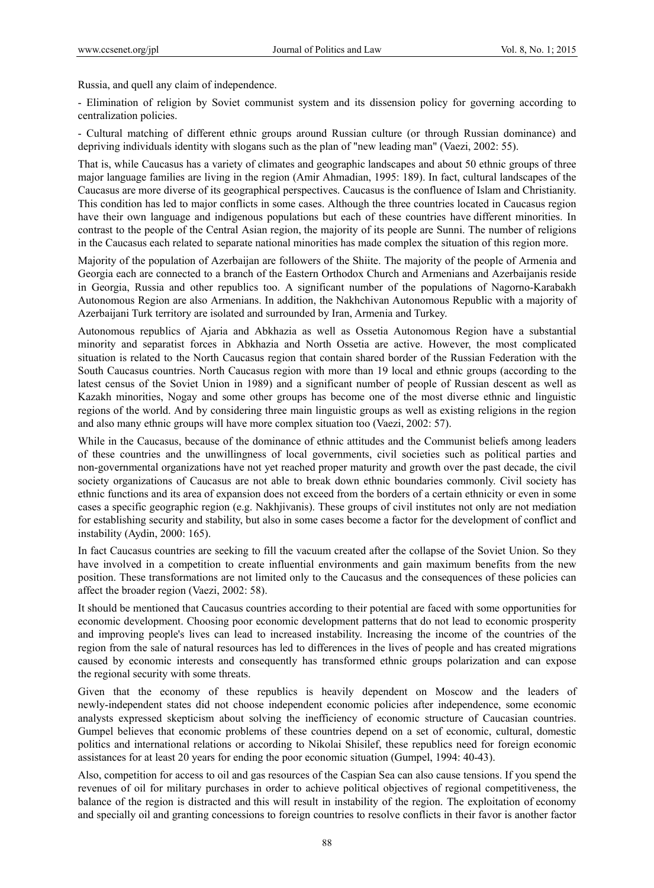Russia, and quell any claim of independence.

- Elimination of religion by Soviet communist system and its dissension policy for governing according to centralization policies.

- Cultural matching of different ethnic groups around Russian culture (or through Russian dominance) and depriving individuals identity with slogans such as the plan of "new leading man" (Vaezi, 2002: 55).

That is, while Caucasus has a variety of climates and geographic landscapes and about 50 ethnic groups of three major language families are living in the region (Amir Ahmadian, 1995: 189). In fact, cultural landscapes of the Caucasus are more diverse of its geographical perspectives. Caucasus is the confluence of Islam and Christianity. This condition has led to major conflicts in some cases. Although the three countries located in Caucasus region have their own language and indigenous populations but each of these countries have different minorities. In contrast to the people of the Central Asian region, the majority of its people are Sunni. The number of religions in the Caucasus each related to separate national minorities has made complex the situation of this region more.

Majority of the population of Azerbaijan are followers of the Shiite. The majority of the people of Armenia and Georgia each are connected to a branch of the Eastern Orthodox Church and Armenians and Azerbaijanis reside in Georgia, Russia and other republics too. A significant number of the populations of Nagorno-Karabakh Autonomous Region are also Armenians. In addition, the Nakhchivan Autonomous Republic with a majority of Azerbaijani Turk territory are isolated and surrounded by Iran, Armenia and Turkey.

Autonomous republics of Ajaria and Abkhazia as well as Ossetia Autonomous Region have a substantial minority and separatist forces in Abkhazia and North Ossetia are active. However, the most complicated situation is related to the North Caucasus region that contain shared border of the Russian Federation with the South Caucasus countries. North Caucasus region with more than 19 local and ethnic groups (according to the latest census of the Soviet Union in 1989) and a significant number of people of Russian descent as well as Kazakh minorities, Nogay and some other groups has become one of the most diverse ethnic and linguistic regions of the world. And by considering three main linguistic groups as well as existing religions in the region and also many ethnic groups will have more complex situation too (Vaezi, 2002: 57).

While in the Caucasus, because of the dominance of ethnic attitudes and the Communist beliefs among leaders of these countries and the unwillingness of local governments, civil societies such as political parties and non-governmental organizations have not yet reached proper maturity and growth over the past decade, the civil society organizations of Caucasus are not able to break down ethnic boundaries commonly. Civil society has ethnic functions and its area of expansion does not exceed from the borders of a certain ethnicity or even in some cases a specific geographic region (e.g. Nakhjivanis). These groups of civil institutes not only are not mediation for establishing security and stability, but also in some cases become a factor for the development of conflict and instability (Aydin, 2000: 165).

In fact Caucasus countries are seeking to fill the vacuum created after the collapse of the Soviet Union. So they have involved in a competition to create influential environments and gain maximum benefits from the new position. These transformations are not limited only to the Caucasus and the consequences of these policies can affect the broader region (Vaezi, 2002: 58).

It should be mentioned that Caucasus countries according to their potential are faced with some opportunities for economic development. Choosing poor economic development patterns that do not lead to economic prosperity and improving people's lives can lead to increased instability. Increasing the income of the countries of the region from the sale of natural resources has led to differences in the lives of people and has created migrations caused by economic interests and consequently has transformed ethnic groups polarization and can expose the regional security with some threats.

Given that the economy of these republics is heavily dependent on Moscow and the leaders of newly-independent states did not choose independent economic policies after independence, some economic analysts expressed skepticism about solving the inefficiency of economic structure of Caucasian countries. Gumpel believes that economic problems of these countries depend on a set of economic, cultural, domestic politics and international relations or according to Nikolai Shisilef, these republics need for foreign economic assistances for at least 20 years for ending the poor economic situation (Gumpel, 1994: 40-43).

Also, competition for access to oil and gas resources of the Caspian Sea can also cause tensions. If you spend the revenues of oil for military purchases in order to achieve political objectives of regional competitiveness, the balance of the region is distracted and this will result in instability of the region. The exploitation of economy and specially oil and granting concessions to foreign countries to resolve conflicts in their favor is another factor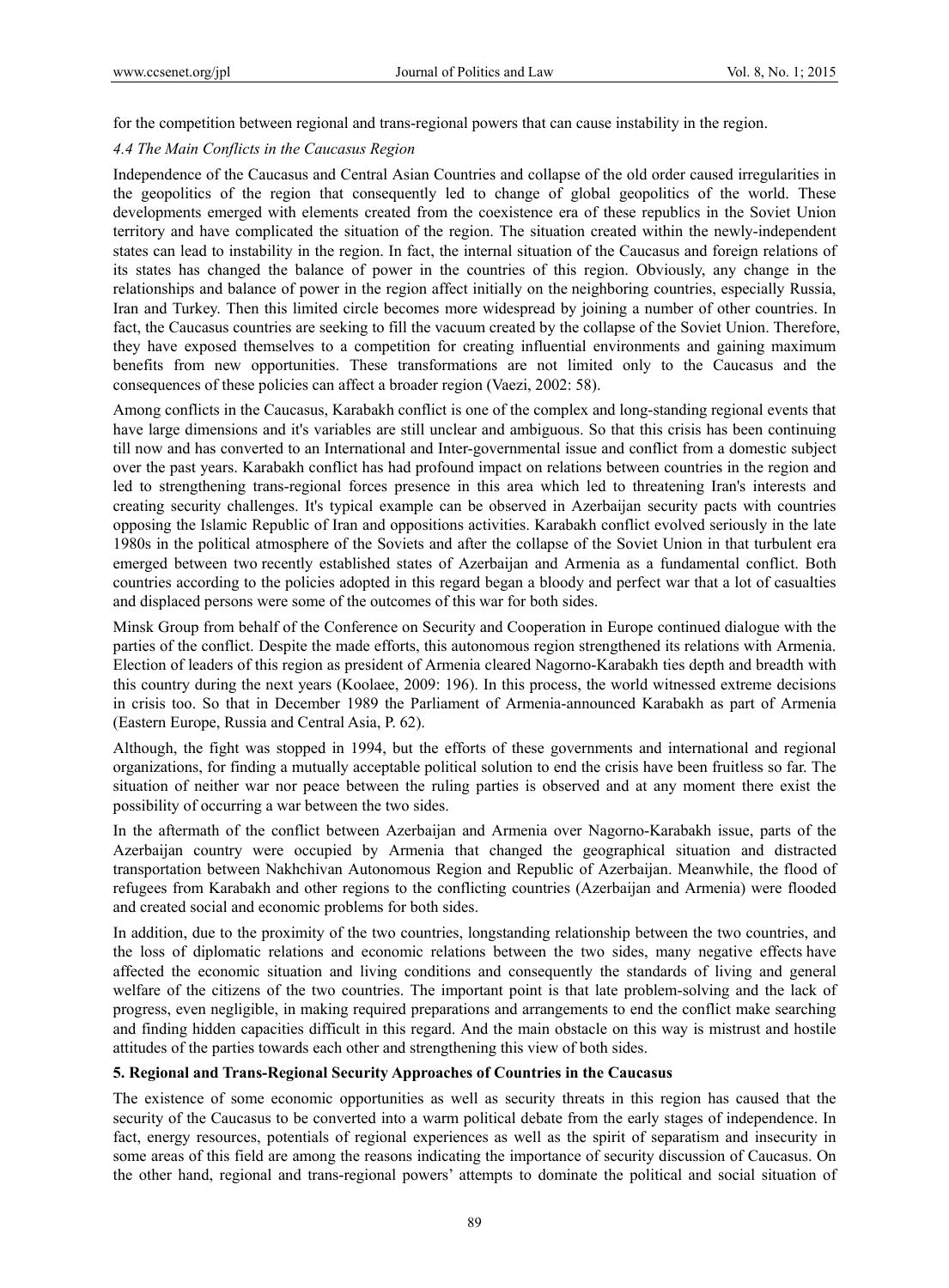for the competition between regional and trans-regional powers that can cause instability in the region.

### *4.4 The Main Conflicts in the Caucasus Region*

Independence of the Caucasus and Central Asian Countries and collapse of the old order caused irregularities in the geopolitics of the region that consequently led to change of global geopolitics of the world. These developments emerged with elements created from the coexistence era of these republics in the Soviet Union territory and have complicated the situation of the region. The situation created within the newly-independent states can lead to instability in the region. In fact, the internal situation of the Caucasus and foreign relations of its states has changed the balance of power in the countries of this region. Obviously, any change in the relationships and balance of power in the region affect initially on the neighboring countries, especially Russia, Iran and Turkey. Then this limited circle becomes more widespread by joining a number of other countries. In fact, the Caucasus countries are seeking to fill the vacuum created by the collapse of the Soviet Union. Therefore, they have exposed themselves to a competition for creating influential environments and gaining maximum benefits from new opportunities. These transformations are not limited only to the Caucasus and the consequences of these policies can affect a broader region (Vaezi, 2002: 58).

Among conflicts in the Caucasus, Karabakh conflict is one of the complex and long-standing regional events that have large dimensions and it's variables are still unclear and ambiguous. So that this crisis has been continuing till now and has converted to an International and Inter-governmental issue and conflict from a domestic subject over the past years. Karabakh conflict has had profound impact on relations between countries in the region and led to strengthening trans-regional forces presence in this area which led to threatening Iran's interests and creating security challenges. It's typical example can be observed in Azerbaijan security pacts with countries opposing the Islamic Republic of Iran and oppositions activities. Karabakh conflict evolved seriously in the late 1980s in the political atmosphere of the Soviets and after the collapse of the Soviet Union in that turbulent era emerged between two recently established states of Azerbaijan and Armenia as a fundamental conflict. Both countries according to the policies adopted in this regard began a bloody and perfect war that a lot of casualties and displaced persons were some of the outcomes of this war for both sides.

Minsk Group from behalf of the Conference on Security and Cooperation in Europe continued dialogue with the parties of the conflict. Despite the made efforts, this autonomous region strengthened its relations with Armenia. Election of leaders of this region as president of Armenia cleared Nagorno-Karabakh ties depth and breadth with this country during the next years (Koolaee, 2009: 196). In this process, the world witnessed extreme decisions in crisis too. So that in December 1989 the Parliament of Armenia-announced Karabakh as part of Armenia (Eastern Europe, Russia and Central Asia, P. 62).

Although, the fight was stopped in 1994, but the efforts of these governments and international and regional organizations, for finding a mutually acceptable political solution to end the crisis have been fruitless so far. The situation of neither war nor peace between the ruling parties is observed and at any moment there exist the possibility of occurring a war between the two sides.

In the aftermath of the conflict between Azerbaijan and Armenia over Nagorno-Karabakh issue, parts of the Azerbaijan country were occupied by Armenia that changed the geographical situation and distracted transportation between Nakhchivan Autonomous Region and Republic of Azerbaijan. Meanwhile, the flood of refugees from Karabakh and other regions to the conflicting countries (Azerbaijan and Armenia) were flooded and created social and economic problems for both sides.

In addition, due to the proximity of the two countries, longstanding relationship between the two countries, and the loss of diplomatic relations and economic relations between the two sides, many negative effects have affected the economic situation and living conditions and consequently the standards of living and general welfare of the citizens of the two countries. The important point is that late problem-solving and the lack of progress, even negligible, in making required preparations and arrangements to end the conflict make searching and finding hidden capacities difficult in this regard. And the main obstacle on this way is mistrust and hostile attitudes of the parties towards each other and strengthening this view of both sides.

## 5. Regional and Trans-Regional Security Approaches of Countries in the Caucasus

The existence of some economic opportunities as well as security threats in this region has caused that the security of the Caucasus to be converted into a warm political debate from the early stages of independence. In fact, energy resources, potentials of regional experiences as well as the spirit of separatism and insecurity in some areas of this field are among the reasons indicating the importance of security discussion of Caucasus. On the other hand, regional and trans-regional powers' attempts to dominate the political and social situation of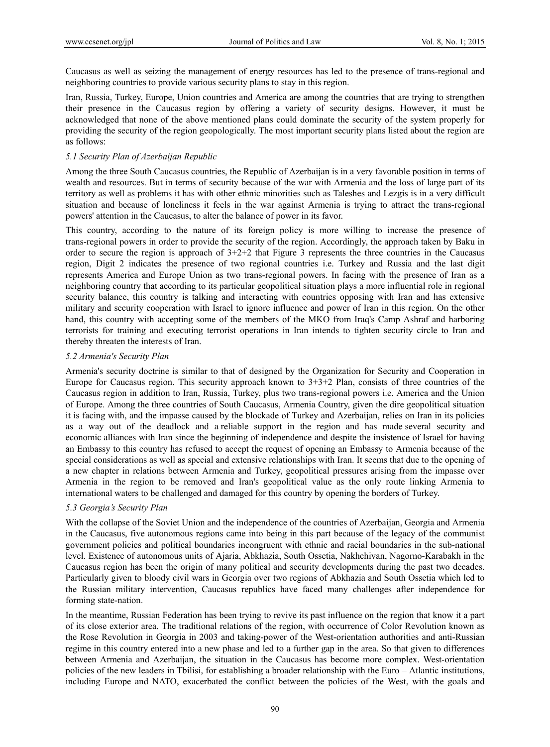Caucasus as well as seizing the management of energy resources has led to the presence of trans-regional and neighboring countries to provide various security plans to stay in this region.

Iran, Russia, Turkey, Europe, Union countries and America are among the countries that are trying to strengthen their presence in the Caucasus region by offering a variety of security designs. However, it must be acknowledged that none of the above mentioned plans could dominate the security of the system properly for providing the security of the region geopologically. The most important security plans listed about the region are as follows:

### *5.1 Security Plan of Azerbaijan Republic*

Among the three South Caucasus countries, the Republic of Azerbaijan is in a very favorable position in terms of wealth and resources. But in terms of security because of the war with Armenia and the loss of large part of its territory as well as problems it has with other ethnic minorities such as Taleshes and Lezgis is in a very difficult situation and because of loneliness it feels in the war against Armenia is trying to attract the trans-regional powers' attention in the Caucasus, to alter the balance of power in its favor.

This country, according to the nature of its foreign policy is more willing to increase the presence of trans-regional powers in order to provide the security of the region. Accordingly, the approach taken by Baku in order to secure the region is approach of 3+2+2 that Figure 3 represents the three countries in the Caucasus region, Digit 2 indicates the presence of two regional countries i.e. Turkey and Russia and the last digit represents America and Europe Union as two trans-regional powers. In facing with the presence of Iran as a neighboring country that according to its particular geopolitical situation plays a more influential role in regional security balance, this country is talking and interacting with countries opposing with Iran and has extensive military and security cooperation with Israel to ignore influence and power of Iran in this region. On the other hand, this country with accepting some of the members of the MKO from Iraq's Camp Ashraf and harboring terrorists for training and executing terrorist operations in Iran intends to tighten security circle to Iran and thereby threaten the interests of Iran.

### *5.2 Armenia's Security Plan*

Armenia's security doctrine is similar to that of designed by the Organization for Security and Cooperation in Europe for Caucasus region. This security approach known to 3+3+2 Plan, consists of three countries of the Caucasus region in addition to Iran, Russia, Turkey, plus two trans-regional powers i.e. America and the Union of Europe. Among the three countries of South Caucasus, Armenia Country, given the dire geopolitical situation it is facing with, and the impasse caused by the blockade of Turkey and Azerbaijan, relies on Iran in its policies as a way out of the deadlock and a reliable support in the region and has made several security and economic alliances with Iran since the beginning of independence and despite the insistence of Israel for having an Embassy to this country has refused to accept the request of opening an Embassy to Armenia because of the special considerations as well as special and extensive relationships with Iran. It seems that due to the opening of a new chapter in relations between Armenia and Turkey, geopolitical pressures arising from the impasse over Armenia in the region to be removed and Iran's geopolitical value as the only route linking Armenia to international waters to be challenged and damaged for this country by opening the borders of Turkey.

### *5.3 Georgia's Security Plan*

With the collapse of the Soviet Union and the independence of the countries of Azerbaijan, Georgia and Armenia in the Caucasus, five autonomous regions came into being in this part because of the legacy of the communist government policies and political boundaries incongruent with ethnic and racial boundaries in the sub-national level. Existence of autonomous units of Ajaria, Abkhazia, South Ossetia, Nakhchivan, Nagorno-Karabakh in the Caucasus region has been the origin of many political and security developments during the past two decades. Particularly given to bloody civil wars in Georgia over two regions of Abkhazia and South Ossetia which led to the Russian military intervention, Caucasus republics have faced many challenges after independence for forming state-nation.

In the meantime, Russian Federation has been trying to revive its past influence on the region that know it a part of its close exterior area. The traditional relations of the region, with occurrence of Color Revolution known as the Rose Revolution in Georgia in 2003 and taking-power of the West-orientation authorities and anti-Russian regime in this country entered into a new phase and led to a further gap in the area. So that given to differences between Armenia and Azerbaijan, the situation in the Caucasus has become more complex. West-orientation policies of the new leaders in Tbilisi, for establishing a broader relationship with the Euro – Atlantic institutions, including Europe and NATO, exacerbated the conflict between the policies of the West, with the goals and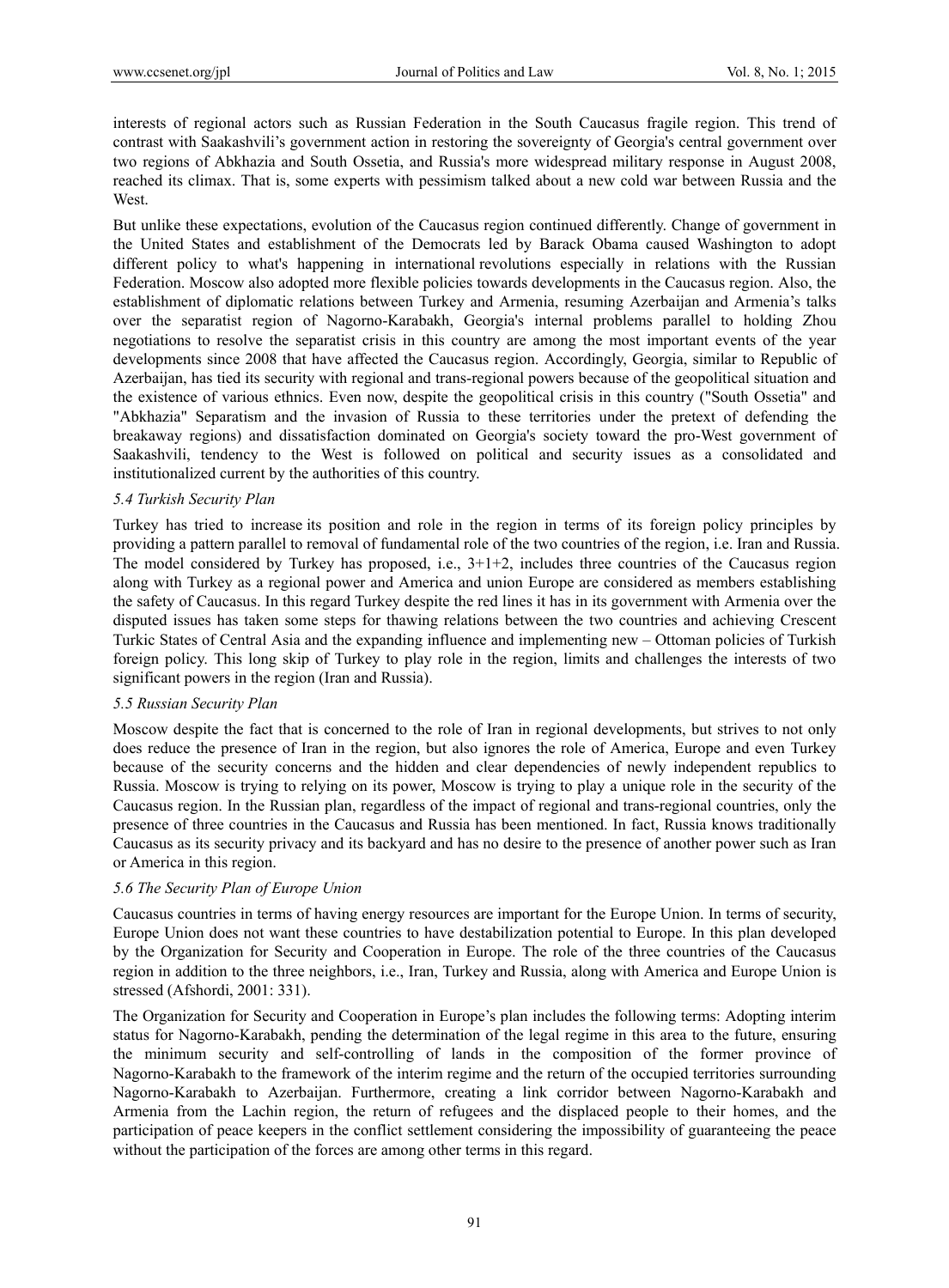interests of regional actors such as Russian Federation in the South Caucasus fragile region. This trend of contrast with Saakashvili's government action in restoring the sovereignty of Georgia's central government over two regions of Abkhazia and South Ossetia, and Russia's more widespread military response in August 2008, reached its climax. That is, some experts with pessimism talked about a new cold war between Russia and the West.

But unlike these expectations, evolution of the Caucasus region continued differently. Change of government in the United States and establishment of the Democrats led by Barack Obama caused Washington to adopt different policy to what's happening in international revolutions especially in relations with the Russian Federation. Moscow also adopted more flexible policies towards developments in the Caucasus region. Also, the establishment of diplomatic relations between Turkey and Armenia, resuming Azerbaijan and Armenia's talks over the separatist region of Nagorno-Karabakh, Georgia's internal problems parallel to holding Zhou negotiations to resolve the separatist crisis in this country are among the most important events of the year developments since 2008 that have affected the Caucasus region. Accordingly, Georgia, similar to Republic of Azerbaijan, has tied its security with regional and trans-regional powers because of the geopolitical situation and the existence of various ethnics. Even now, despite the geopolitical crisis in this country ("South Ossetia" and "Abkhazia" Separatism and the invasion of Russia to these territories under the pretext of defending the breakaway regions) and dissatisfaction dominated on Georgia's society toward the pro-West government of Saakashvili, tendency to the West is followed on political and security issues as a consolidated and institutionalized current by the authorities of this country.

### *5.4 Turkish Security Plan*

Turkey has tried to increase its position and role in the region in terms of its foreign policy principles by providing a pattern parallel to removal of fundamental role of the two countries of the region, i.e. Iran and Russia. The model considered by Turkey has proposed, i.e., 3+1+2, includes three countries of the Caucasus region along with Turkey as a regional power and America and union Europe are considered as members establishing the safety of Caucasus. In this regard Turkey despite the red lines it has in its government with Armenia over the disputed issues has taken some steps for thawing relations between the two countries and achieving Crescent Turkic States of Central Asia and the expanding influence and implementing new – Ottoman policies of Turkish foreign policy. This long skip of Turkey to play role in the region, limits and challenges the interests of two significant powers in the region (Iran and Russia).

### *5.5 Russian Security Plan*

Moscow despite the fact that is concerned to the role of Iran in regional developments, but strives to not only does reduce the presence of Iran in the region, but also ignores the role of America, Europe and even Turkey because of the security concerns and the hidden and clear dependencies of newly independent republics to Russia. Moscow is trying to relying on its power, Moscow is trying to play a unique role in the security of the Caucasus region. In the Russian plan, regardless of the impact of regional and trans-regional countries, only the presence of three countries in the Caucasus and Russia has been mentioned. In fact, Russia knows traditionally Caucasus as its security privacy and its backyard and has no desire to the presence of another power such as Iran or America in this region.

### *5.6 The Security Plan of Europe Union*

Caucasus countries in terms of having energy resources are important for the Europe Union. In terms of security, Europe Union does not want these countries to have destabilization potential to Europe. In this plan developed by the Organization for Security and Cooperation in Europe. The role of the three countries of the Caucasus region in addition to the three neighbors, i.e., Iran, Turkey and Russia, along with America and Europe Union is stressed (Afshordi, 2001: 331).

The Organization for Security and Cooperation in Europe's plan includes the following terms: Adopting interim status for Nagorno-Karabakh, pending the determination of the legal regime in this area to the future, ensuring the minimum security and self-controlling of lands in the composition of the former province of Nagorno-Karabakh to the framework of the interim regime and the return of the occupied territories surrounding Nagorno-Karabakh to Azerbaijan. Furthermore, creating a link corridor between Nagorno-Karabakh and Armenia from the Lachin region, the return of refugees and the displaced people to their homes, and the participation of peace keepers in the conflict settlement considering the impossibility of guaranteeing the peace without the participation of the forces are among other terms in this regard.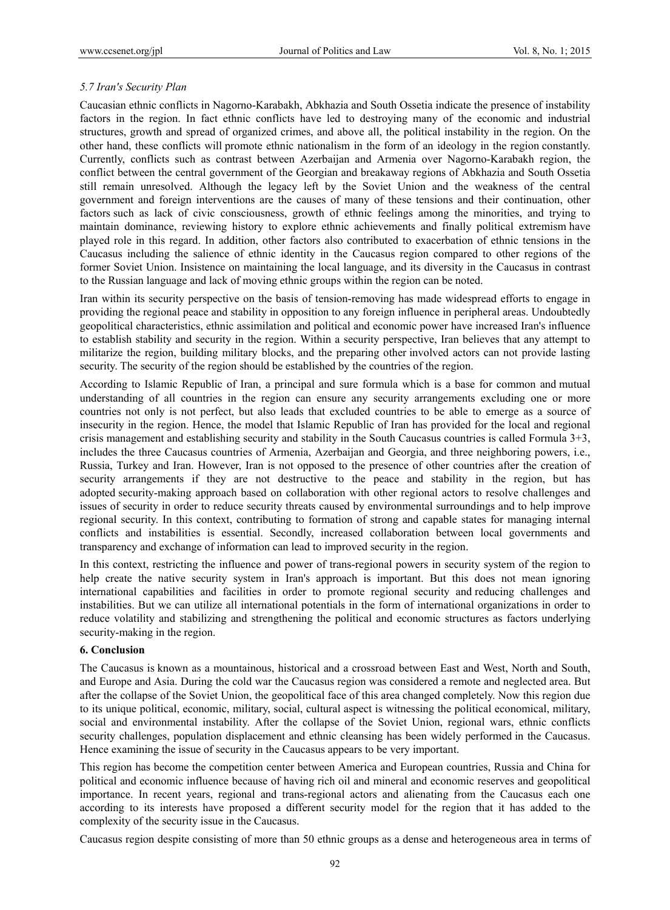### *5.7 Iran's Security Plan*

Caucasian ethnic conflicts in Nagorno-Karabakh, Abkhazia and South Ossetia indicate the presence of instability factors in the region. In fact ethnic conflicts have led to destroying many of the economic and industrial structures, growth and spread of organized crimes, and above all, the political instability in the region. On the other hand, these conflicts will promote ethnic nationalism in the form of an ideology in the region constantly. Currently, conflicts such as contrast between Azerbaijan and Armenia over Nagorno-Karabakh region, the conflict between the central government of the Georgian and breakaway regions of Abkhazia and South Ossetia still remain unresolved. Although the legacy left by the Soviet Union and the weakness of the central government and foreign interventions are the causes of many of these tensions and their continuation, other factors such as lack of civic consciousness, growth of ethnic feelings among the minorities, and trying to maintain dominance, reviewing history to explore ethnic achievements and finally political extremism have played role in this regard. In addition, other factors also contributed to exacerbation of ethnic tensions in the Caucasus including the salience of ethnic identity in the Caucasus region compared to other regions of the former Soviet Union. Insistence on maintaining the local language, and its diversity in the Caucasus in contrast to the Russian language and lack of moving ethnic groups within the region can be noted.

Iran within its security perspective on the basis of tension-removing has made widespread efforts to engage in providing the regional peace and stability in opposition to any foreign influence in peripheral areas. Undoubtedly geopolitical characteristics, ethnic assimilation and political and economic power have increased Iran's influence to establish stability and security in the region. Within a security perspective, Iran believes that any attempt to militarize the region, building military blocks, and the preparing other involved actors can not provide lasting security. The security of the region should be established by the countries of the region.

According to Islamic Republic of Iran, a principal and sure formula which is a base for common and mutual understanding of all countries in the region can ensure any security arrangements excluding one or more countries not only is not perfect, but also leads that excluded countries to be able to emerge as a source of insecurity in the region. Hence, the model that Islamic Republic of Iran has provided for the local and regional crisis management and establishing security and stability in the South Caucasus countries is called Formula 3+3, includes the three Caucasus countries of Armenia, Azerbaijan and Georgia, and three neighboring powers, i.e., Russia, Turkey and Iran. However, Iran is not opposed to the presence of other countries after the creation of security arrangements if they are not destructive to the peace and stability in the region, but has adopted security-making approach based on collaboration with other regional actors to resolve challenges and issues of security in order to reduce security threats caused by environmental surroundings and to help improve regional security. In this context, contributing to formation of strong and capable states for managing internal conflicts and instabilities is essential. Secondly, increased collaboration between local governments and transparency and exchange of information can lead to improved security in the region.

In this context, restricting the influence and power of trans-regional powers in security system of the region to help create the native security system in Iran's approach is important. But this does not mean ignoring international capabilities and facilities in order to promote regional security and reducing challenges and instabilities. But we can utilize all international potentials in the form of international organizations in order to reduce volatility and stabilizing and strengthening the political and economic structures as factors underlying security-making in the region.

## 6. Conclusion

The Caucasus is known as a mountainous, historical and a crossroad between East and West, North and South, and Europe and Asia. During the cold war the Caucasus region was considered a remote and neglected area. But after the collapse of the Soviet Union, the geopolitical face of this area changed completely. Now this region due to its unique political, economic, military, social, cultural aspect is witnessing the political economical, military, social and environmental instability. After the collapse of the Soviet Union, regional wars, ethnic conflicts security challenges, population displacement and ethnic cleansing has been widely performed in the Caucasus. Hence examining the issue of security in the Caucasus appears to be very important.

This region has become the competition center between America and European countries, Russia and China for political and economic influence because of having rich oil and mineral and economic reserves and geopolitical importance. In recent years, regional and trans-regional actors and alienating from the Caucasus each one according to its interests have proposed a different security model for the region that it has added to the complexity of the security issue in the Caucasus.

Caucasus region despite consisting of more than 50 ethnic groups as a dense and heterogeneous area in terms of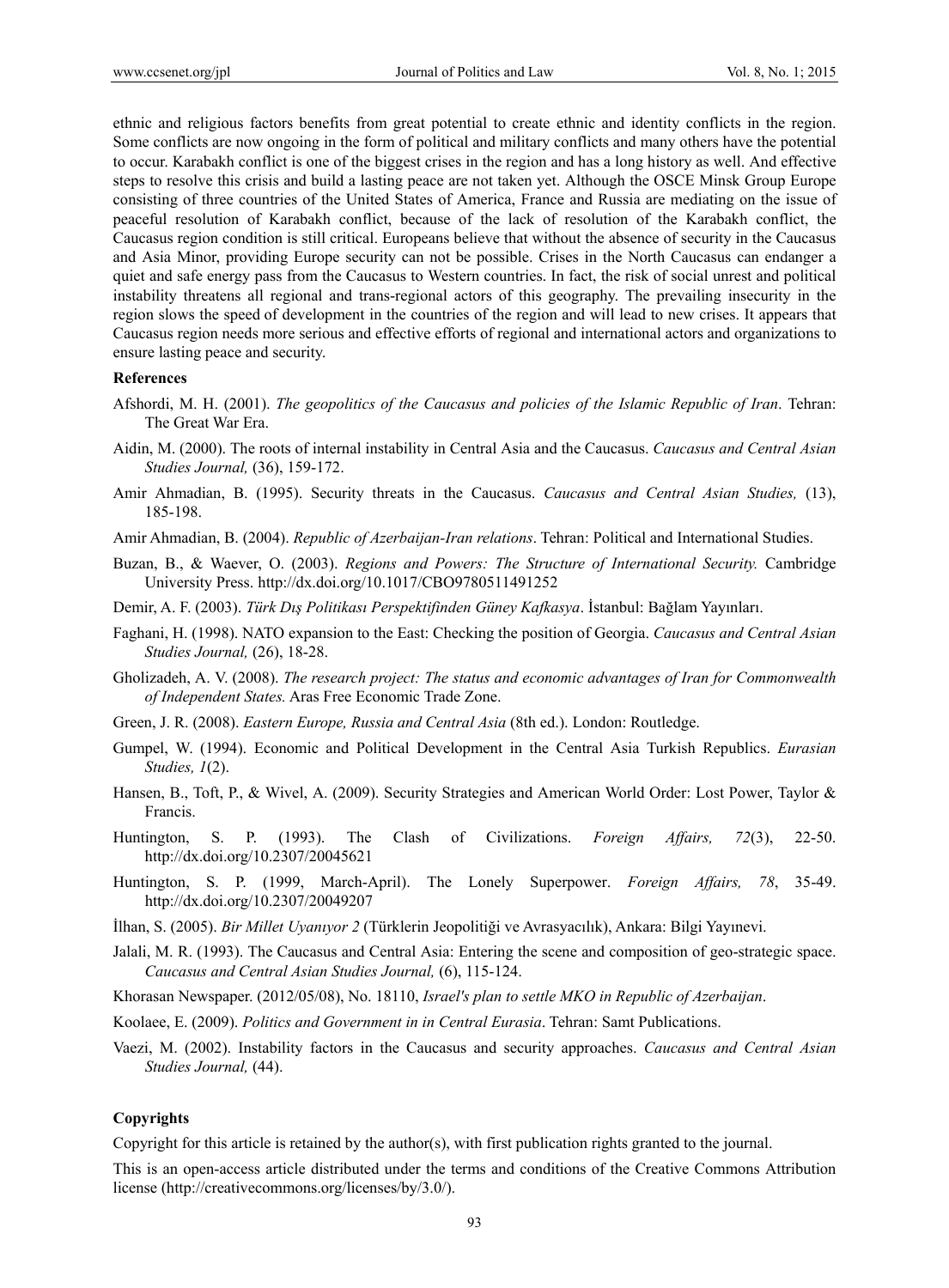ethnic and religious factors benefits from great potential to create ethnic and identity conflicts in the region. Some conflicts are now ongoing in the form of political and military conflicts and many others have the potential to occur. Karabakh conflict is one of the biggest crises in the region and has a long history as well. And effective steps to resolve this crisis and build a lasting peace are not taken yet. Although the OSCE Minsk Group Europe consisting of three countries of the United States of America, France and Russia are mediating on the issue of peaceful resolution of Karabakh conflict, because of the lack of resolution of the Karabakh conflict, the Caucasus region condition is still critical. Europeans believe that without the absence of security in the Caucasus and Asia Minor, providing Europe security can not be possible. Crises in the North Caucasus can endanger a quiet and safe energy pass from the Caucasus to Western countries. In fact, the risk of social unrest and political instability threatens all regional and trans-regional actors of this geography. The prevailing insecurity in the region slows the speed of development in the countries of the region and will lead to new crises. It appears that Caucasus region needs more serious and effective efforts of regional and international actors and organizations to ensure lasting peace and security.

**References**

Afshordi, M. H. (2001). *The geopolitics of the Caucasus and policies of the Islamic Republic of Iran*. Tehran: The Great War Era.

Aidin, M. (2000). The roots of internal instability in Central Asia and the Caucasus. *Caucasus and Central Asian Studies Journal,* (36), 159-172.

Amir Ahmadian, B. (1995). Security threats in the Caucasus. *Caucasus and Central Asian Studies,* (13), 185-198.

Amir Ahmadian, B. (2004). *Republic of Azerbaijan-Iran relations*. Tehran: Political and International Studies.

Buzan, B., & Waever, O. (2003). *Regions and Powers: The Structure of International Security.* Cambridge University Press. http://dx.doi.org/10.1017/CBO9780511491252

Demir, A. F. (2003). *Türk Dış Politikası Perspektifinden Güney Kafkasya*. İstanbul: Bağlam Yayınları.

Faghani, H. (1998). NATO expansion to the East: Checking the position of Georgia. *Caucasus and Central Asian Studies Journal,* (26), 18-28.

Gholizadeh, A. V. (2008). *The research project: The status and economic advantages of Iran for Commonwealth of Independent States.* Aras Free Economic Trade Zone.

Green, J. R. (2008). *Eastern Europe, Russia and Central Asia* (8th ed.). London: Routledge.

Gumpel, W. (1994). Economic and Political Development in the Central Asia Turkish Republics. *Eurasian Studies, 1*(2).

Hansen, B., Toft, P., & Wivel, A. (2009). Security Strategies and American World Order: Lost Power, Taylor & Francis.

Huntington, S. P. (1993). The Clash of Civilizations. *Foreign Affairs, 72*(3), 22-50. http://dx.doi.org/10.2307/20045621

Huntington, S. P. (1999, March-April). The Lonely Superpower. *Foreign Affairs, 78*, 35-49. http://dx.doi.org/10.2307/20049207

İlhan, S. (2005). *Bir Millet Uyanıyor 2* (Türklerin Jeopolitiği ve Avrasyacılık), Ankara: Bilgi Yayınevi.

Jalali, M. R. (1993). The Caucasus and Central Asia: Entering the scene and composition of geo-strategic space. *Caucasus and Central Asian Studies Journal,* (6), 115-124.

Khorasan Newspaper. (2012/05/08), No. 18110, *Israel's plan to settle MKO in Republic of Azerbaijan*.

Koolaee, E. (2009). *Politics and Government in in Central Eurasia*. Tehran: Samt Publications.

Vaezi, M. (2002). Instability factors in the Caucasus and security approaches. *Caucasus and Central Asian Studies Journal,* (44).

**Copyrights**

Copyright for this article is retained by the author(s), with first publication rights granted to the journal.

This is an open-access article distributed under the terms and conditions of the Creative Commons Attribution license (http://creativecommons.org/licenses/by/3.0/).